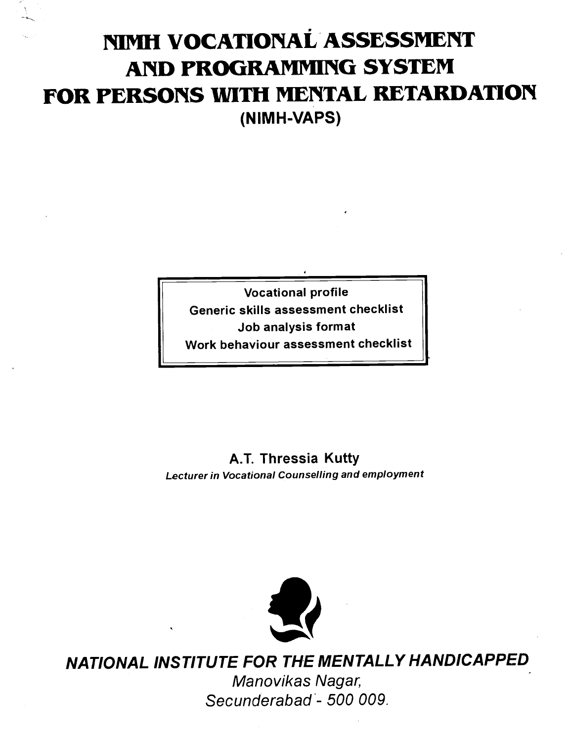# NIMH VOCATIONAL ASSESSMENT AND PROGRAMMING SYSTEM FOR PERSONS WITH MENTAL RETARDATION

## (NIMH-VAPS)

Vocational profile
Generic skills assessment checklist
Job analysis format
Work behaviour assessment checklist

**A.T. Thressia Kutty**
*Lecturer in Vocational Counselling and employment*

***NATIONAL INSTITUTE FOR THE MENTALLY HANDICAPPED***
*Manovikas Nagar,*
*Secunderabad - 500 009.*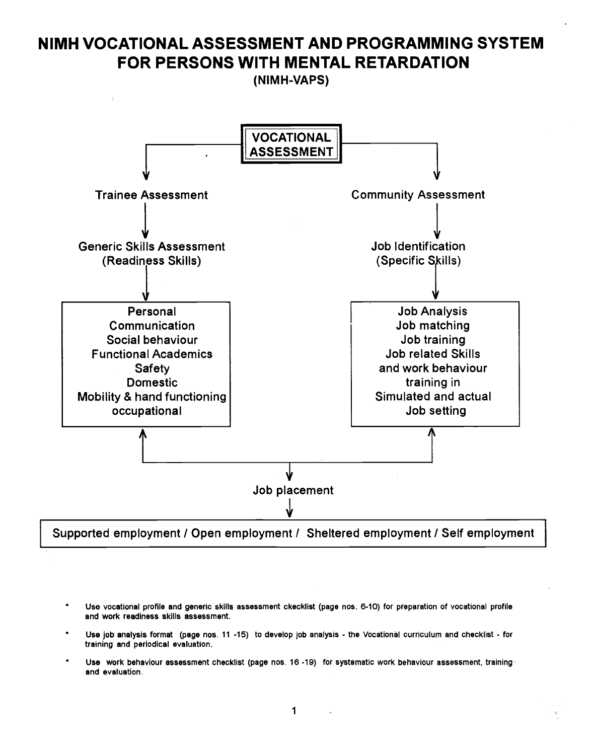# NIMH VOCATIONAL ASSESSMENT AND PROGRAMMING SYSTEM FOR PERSONS WITH MENTAL RETARDATION

## (NIMH-VAPS)

**VOCATIONAL ASSESSMENT**

- **Trainee Assessment**
  - Generic Skills Assessment (Readiness Skills)
    - Personal
    - Communication
    - Social behaviour
    - Functional Academics
    - Safety
    - Domestic
    - Mobility & hand functioning
    - occupational

- **Community Assessment**
  - Job Identification (Specific Skills)
    - Job Analysis
    - Job matching
    - Job training
    - Job related Skills and work behaviour training in Simulated and actual Job setting

↓

**Job placement**

↓

**Supported employment / Open employment / Sheltered employment / Self employment**

- Use vocational profile and generic skills assessment ckecklist (page nos. 6-10) for preparation of vocational profile and work readiness skills assessment.
- Use job analysis format (page nos. 11 -15) to develop job analysis - the Vocational curriculum and checklist - for training and periodical evaluation.
- Use work behaviour assessment checklist (page nos. 16 -19) for systematic work behaviour assessment, training and evaluation.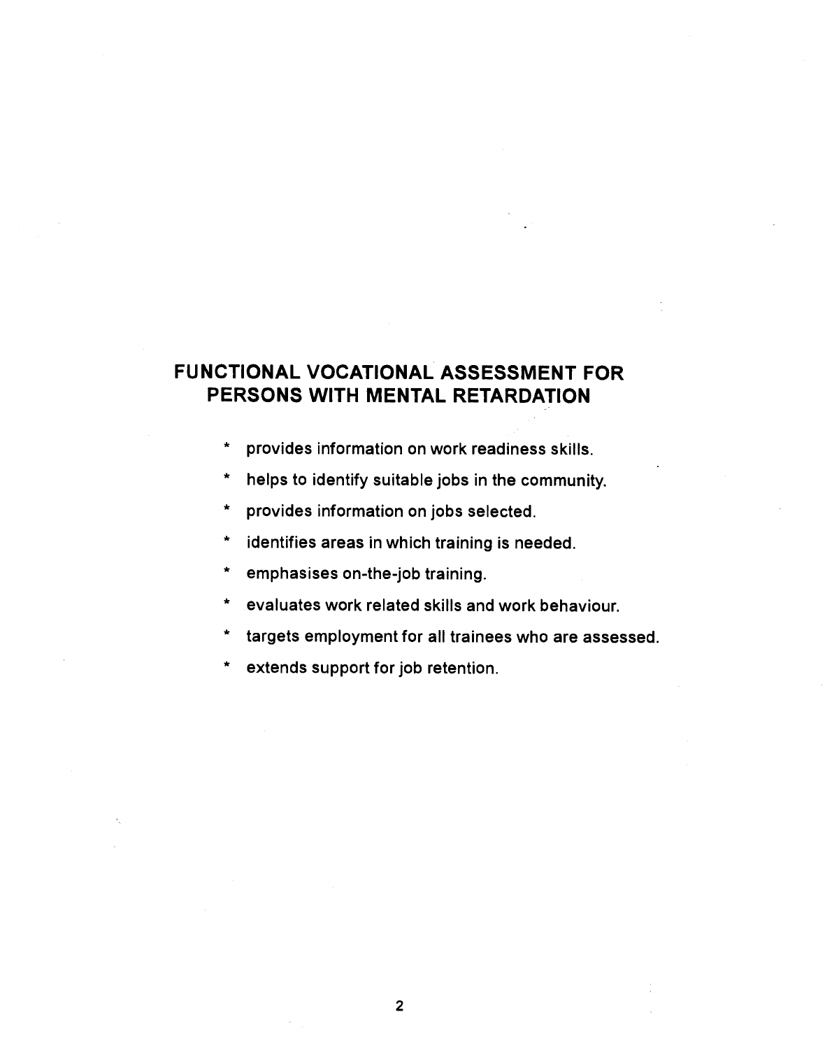# FUNCTIONAL VOCATIONAL ASSESSMENT FOR PERSONS WITH MENTAL RETARDATION

* provides information on work readiness skills.
* helps to identify suitable jobs in the community.
* provides information on jobs selected.
* identifies areas in which training is needed.
* emphasises on-the-job training.
* evaluates work related skills and work behaviour.
* targets employment for all trainees who are assessed.
* extends support for job retention.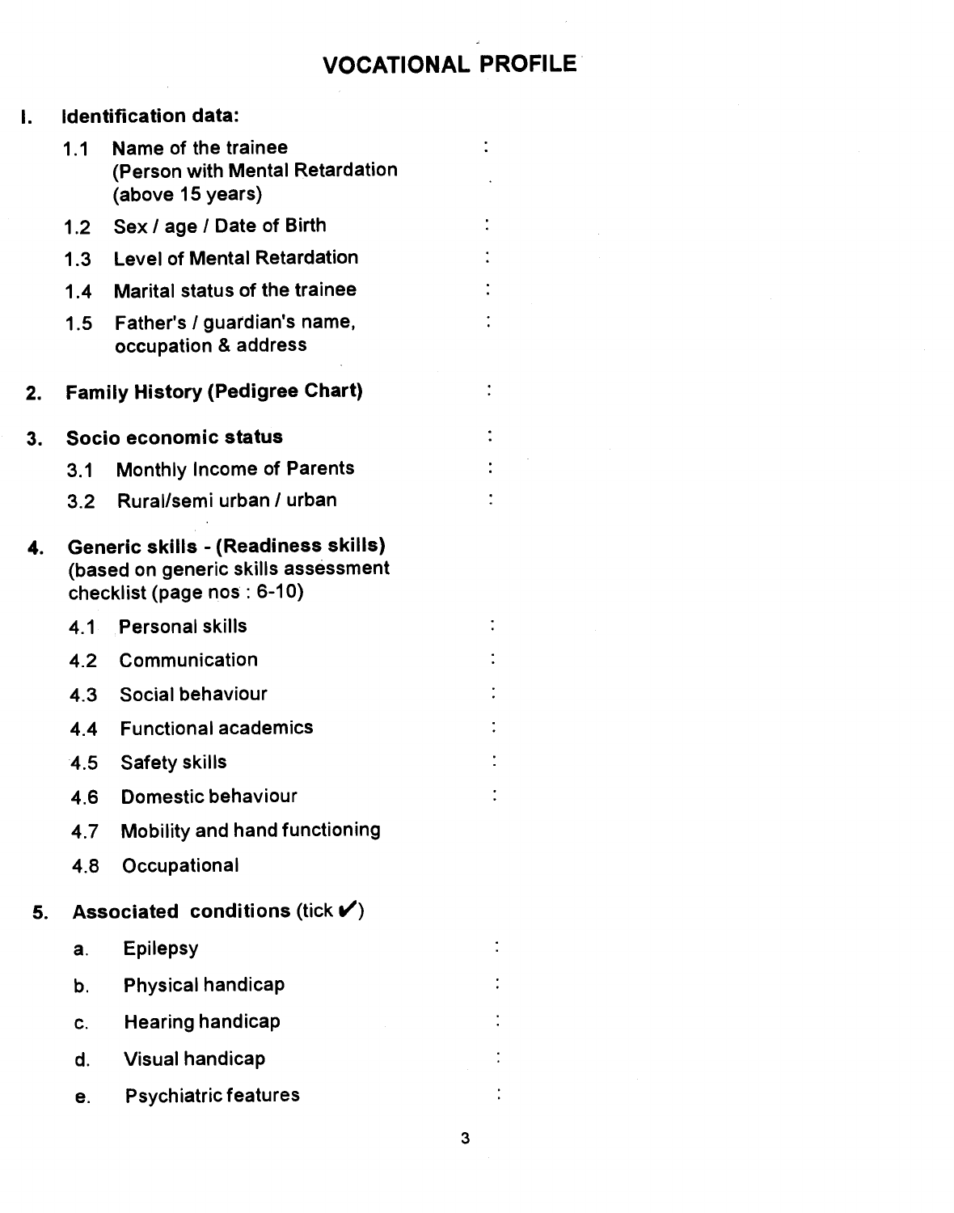# VOCATIONAL PROFILE

**I. Identification data:**

1.1 **Name of the trainee (Person with Mental Retardation (above 15 years)** :

1.2 **Sex / age / Date of Birth** :

1.3 **Level of Mental Retardation** :

1.4 **Marital status of the trainee** :

1.5 **Father's / guardian's name, occupation & address** :

**2. Family History (Pedigree Chart)** :

**3. Socio economic status** :

3.1 **Monthly Income of Parents** :

3.2 **Rural/semi urban / urban** :

**4. Generic skills - (Readiness skills) (based on generic skills assessment checklist (page nos : 6-10)**

4.1 **Personal skills** :

4.2 **Communication** :

4.3 **Social behaviour** :

4.4 **Functional academics** :

4.5 **Safety skills** :

4.6 **Domestic behaviour** :

4.7 **Mobility and hand functioning**

4.8 **Occupational**

**5. Associated conditions** (tick ✔)

a. **Epilepsy** :

b. **Physical handicap** :

c. **Hearing handicap** :

d. **Visual handicap** :

e. **Psychiatric features** :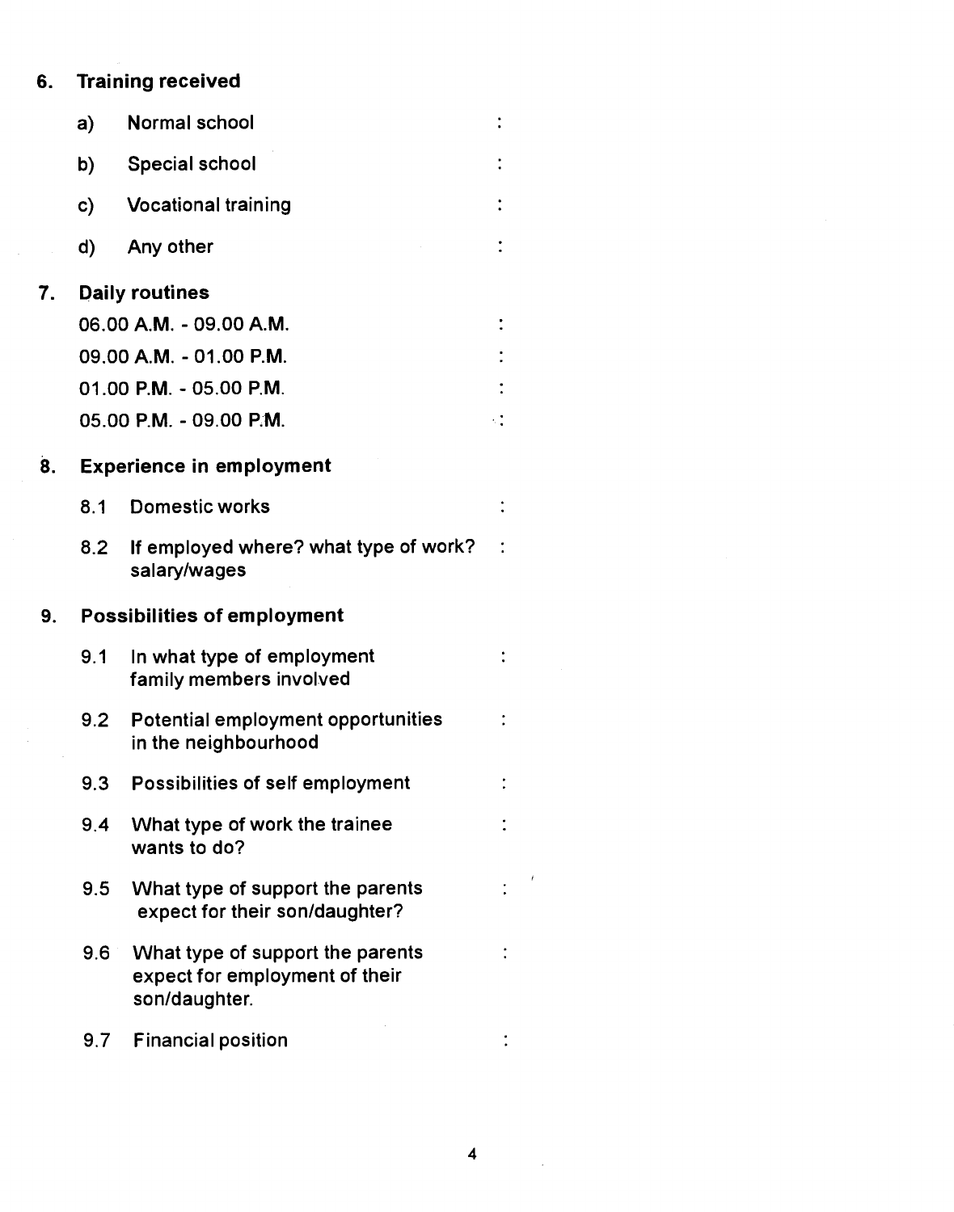6. **Training received**

   a) Normal school :

   b) Special school :

   c) Vocational training :

   d) Any other :

7. **Daily routines**

   06.00 A.M. - 09.00 A.M. :

   09.00 A.M. - 01.00 P.M. :

   01.00 P.M. - 05.00 P.M. :

   05.00 P.M. - 09.00 P.M. :

8. **Experience in employment**

   8.1 Domestic works :

   8.2 If employed where? what type of work? salary/wages :

9. **Possibilities of employment**

   9.1 In what type of employment family members involved :

   9.2 Potential employment opportunities in the neighbourhood :

   9.3 Possibilities of self employment :

   9.4 What type of work the trainee wants to do? :

   9.5 What type of support the parents expect for their son/daughter? :

   9.6 What type of support the parents expect for employment of their son/daughter. :

   9.7 Financial position :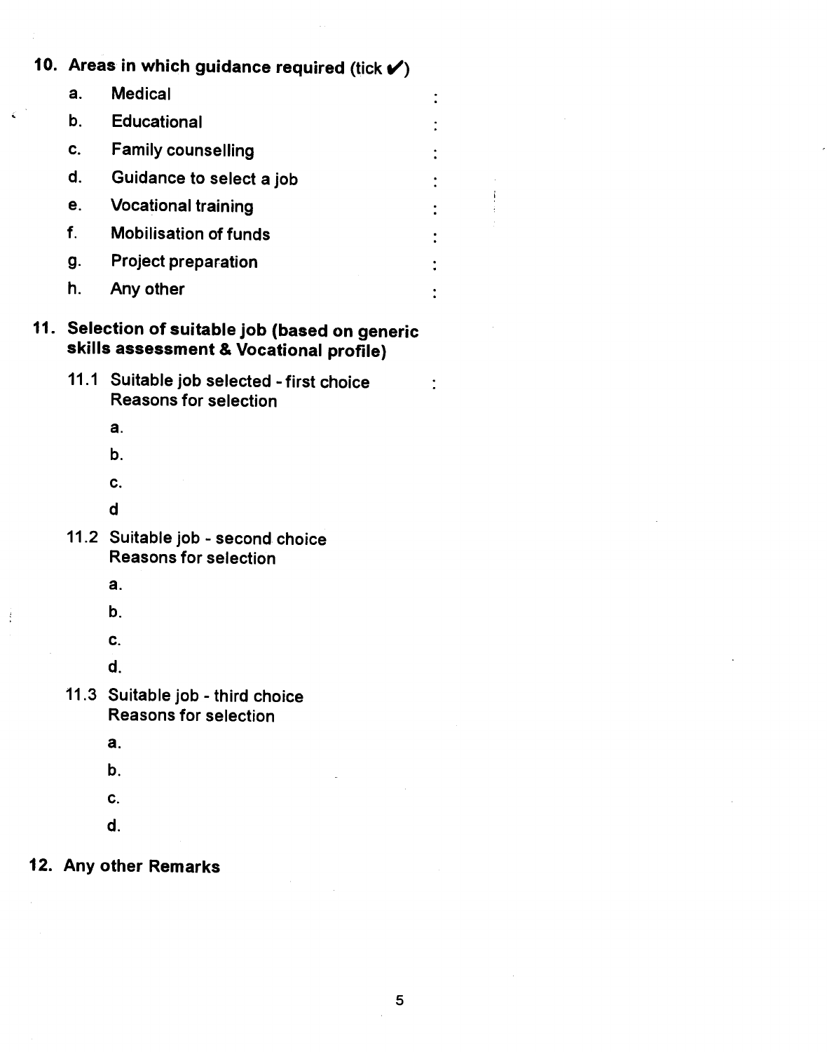**10. Areas in which guidance required (tick ✔)**

- a. Medical :
- b. Educational :
- c. Family counselling :
- d. Guidance to select a job :
- e. Vocational training :
- f. Mobilisation of funds :
- g. Project preparation :
- h. Any other :

**11. Selection of suitable job (based on generic skills assessment & Vocational profile)**

11.1 Suitable job selected - first choice :
Reasons for selection

- a.
- b.
- c.
- d

11.2 Suitable job - second choice
Reasons for selection

- a.
- b.
- c.
- d.

11.3 Suitable job - third choice
Reasons for selection

- a.
- b.
- c.
- d.

**12. Any other Remarks**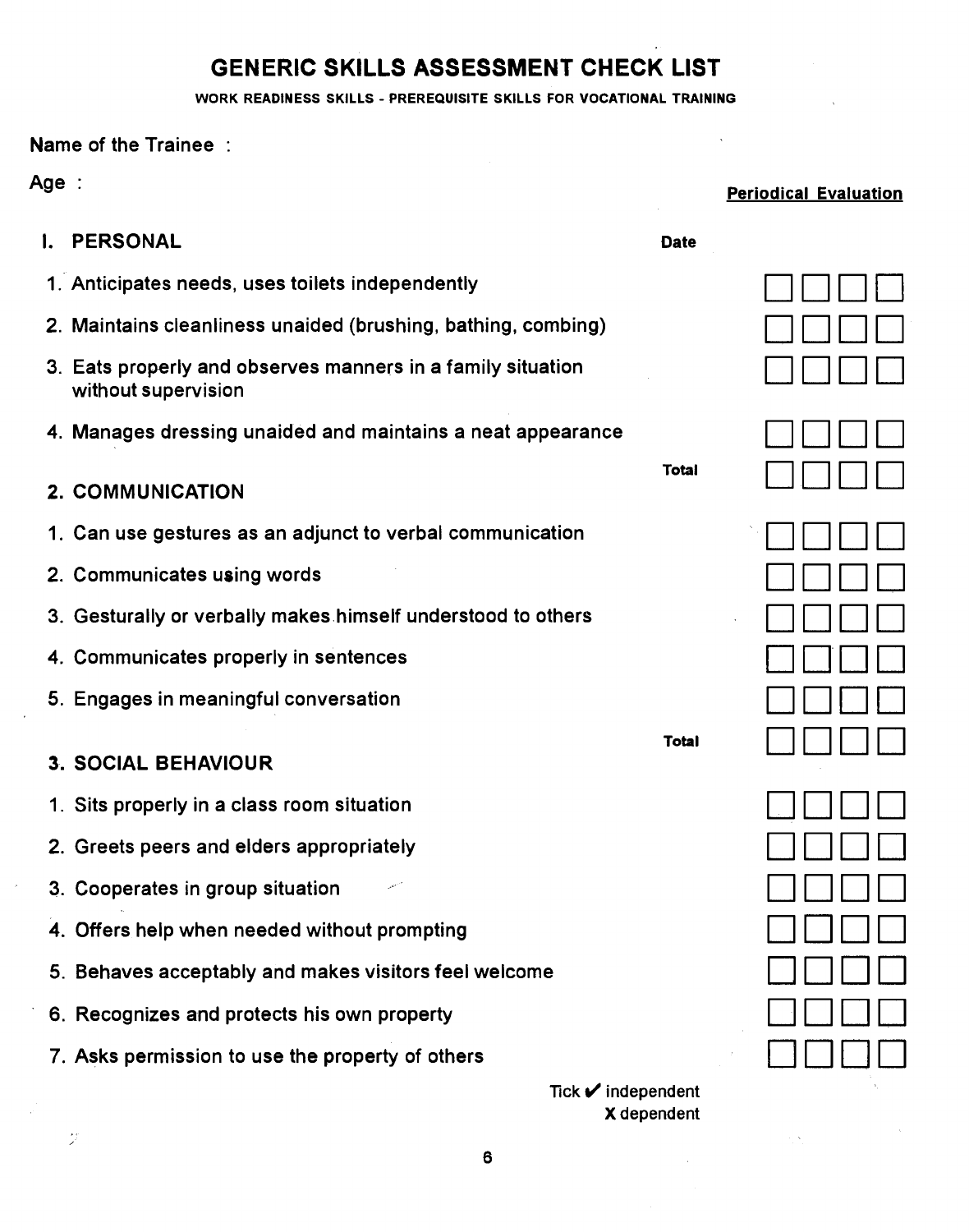# GENERIC SKILLS ASSESSMENT CHECK LIST

**WORK READINESS SKILLS - PREREQUISITE SKILLS FOR VOCATIONAL TRAINING**

**Name of the Trainee :**

**Age :**

**Periodical Evaluation**

| | Date | | | | |
|---|---|---|---|---|---|
| **I. PERSONAL** | | | | | |
| 1. Anticipates needs, uses toilets independently | | ☐ | ☐ | ☐ | ☐ |
| 2. Maintains cleanliness unaided (brushing, bathing, combing) | | ☐ | ☐ | ☐ | ☐ |
| 3. Eats properly and observes manners in a family situation without supervision | | ☐ | ☐ | ☐ | ☐ |
| 4. Manages dressing unaided and maintains a neat appearance | | ☐ | ☐ | ☐ | ☐ |
| | **Total** | ☐ | ☐ | ☐ | ☐ |
| **2. COMMUNICATION** | | | | | |
| 1. Can use gestures as an adjunct to verbal communication | | ☐ | ☐ | ☐ | ☐ |
| 2. Communicates using words | | ☐ | ☐ | ☐ | ☐ |
| 3. Gesturally or verbally makes himself understood to others | | ☐ | ☐ | ☐ | ☐ |
| 4. Communicates properly in sentences | | ☐ | ☐ | ☐ | ☐ |
| 5. Engages in meaningful conversation | | ☐ | ☐ | ☐ | ☐ |
| | **Total** | ☐ | ☐ | ☐ | ☐ |
| **3. SOCIAL BEHAVIOUR** | | | | | |
| 1. Sits properly in a class room situation | | ☐ | ☐ | ☐ | ☐ |
| 2. Greets peers and elders appropriately | | ☐ | ☐ | ☐ | ☐ |
| 3. Cooperates in group situation | | ☐ | ☐ | ☐ | ☐ |
| 4. Offers help when needed without prompting | | ☐ | ☐ | ☐ | ☐ |
| 5. Behaves acceptably and makes visitors feel welcome | | ☐ | ☐ | ☐ | ☐ |
| 6. Recognizes and protects his own property | | ☐ | ☐ | ☐ | ☐ |
| 7. Asks permission to use the property of others | | ☐ | ☐ | ☐ | ☐ |

Tick ✔ independent
**X** dependent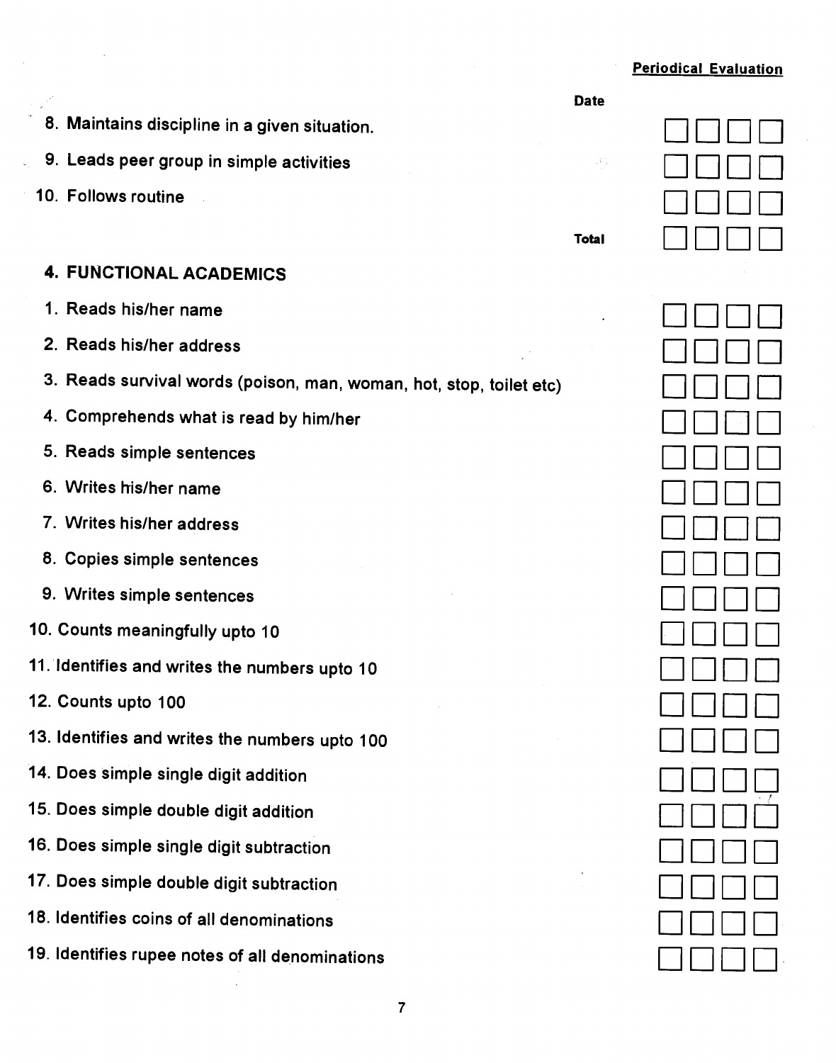**Periodical Evaluation**

| | Date | | | | |
|---|---|---|---|---|---|
| 8. Maintains discipline in a given situation. | | ☐ | ☐ | ☐ | ☐ |
| 9. Leads peer group in simple activities | | ☐ | ☐ | ☐ | ☐ |
| 10. Follows routine | | ☐ | ☐ | ☐ | ☐ |
| | Total | ☐ | ☐ | ☐ | ☐ |

## 4. FUNCTIONAL ACADEMICS

| | | | | |
|---|---|---|---|---|
| 1. Reads his/her name | ☐ | ☐ | ☐ | ☐ |
| 2. Reads his/her address | ☐ | ☐ | ☐ | ☐ |
| 3. Reads survival words (poison, man, woman, hot, stop, toilet etc) | ☐ | ☐ | ☐ | ☐ |
| 4. Comprehends what is read by him/her | ☐ | ☐ | ☐ | ☐ |
| 5. Reads simple sentences | ☐ | ☐ | ☐ | ☐ |
| 6. Writes his/her name | ☐ | ☐ | ☐ | ☐ |
| 7. Writes his/her address | ☐ | ☐ | ☐ | ☐ |
| 8. Copies simple sentences | ☐ | ☐ | ☐ | ☐ |
| 9. Writes simple sentences | ☐ | ☐ | ☐ | ☐ |
| 10. Counts meaningfully upto 10 | ☐ | ☐ | ☐ | ☐ |
| 11. Identifies and writes the numbers upto 10 | ☐ | ☐ | ☐ | ☐ |
| 12. Counts upto 100 | ☐ | ☐ | ☐ | ☐ |
| 13. Identifies and writes the numbers upto 100 | ☐ | ☐ | ☐ | ☐ |
| 14. Does simple single digit addition | ☐ | ☐ | ☐ | ☐ |
| 15. Does simple double digit addition | ☐ | ☐ | ☐ | ☐ |
| 16. Does simple single digit subtraction | ☐ | ☐ | ☐ | ☐ |
| 17. Does simple double digit subtraction | ☐ | ☐ | ☐ | ☐ |
| 18. Identifies coins of all denominations | ☐ | ☐ | ☐ | ☐ |
| 19. Identifies rupee notes of all denominations | ☐ | ☐ | ☐ | ☐ |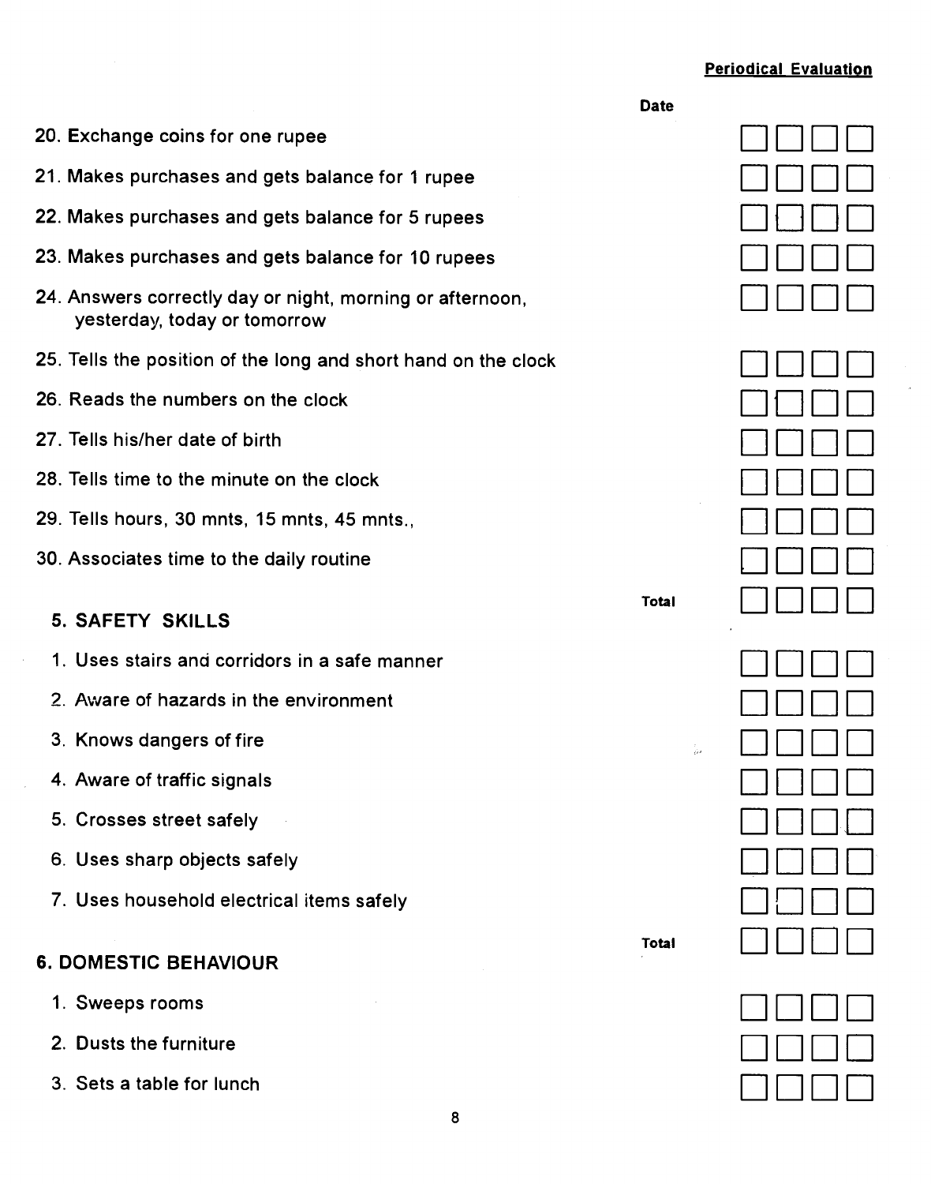| | Date | Periodical Evaluation | | | |
|---|---|---|---|---|---|
| 20. Exchange coins for one rupee | | ☐ | ☐ | ☐ | ☐ |
| 21. Makes purchases and gets balance for 1 rupee | | ☐ | ☐ | ☐ | ☐ |
| 22. Makes purchases and gets balance for 5 rupees | | ☐ | ☐ | ☐ | ☐ |
| 23. Makes purchases and gets balance for 10 rupees | | ☐ | ☐ | ☐ | ☐ |
| 24. Answers correctly day or night, morning or afternoon, yesterday, today or tomorrow | | ☐ | ☐ | ☐ | ☐ |
| 25. Tells the position of the long and short hand on the clock | | ☐ | ☐ | ☐ | ☐ |
| 26. Reads the numbers on the clock | | ☐ | ☐ | ☐ | ☐ |
| 27. Tells his/her date of birth | | ☐ | ☐ | ☐ | ☐ |
| 28. Tells time to the minute on the clock | | ☐ | ☐ | ☐ | ☐ |
| 29. Tells hours, 30 mnts, 15 mnts, 45 mnts., | | ☐ | ☐ | ☐ | ☐ |
| 30. Associates time to the daily routine | | ☐ | ☐ | ☐ | ☐ |
| | **Total** | ☐ | ☐ | ☐ | ☐ |

## 5. SAFETY SKILLS

| | | | | | |
|---|---|---|---|---|---|
| 1. Uses stairs and corridors in a safe manner | | ☐ | ☐ | ☐ | ☐ |
| 2. Aware of hazards in the environment | | ☐ | ☐ | ☐ | ☐ |
| 3. Knows dangers of fire | | ☐ | ☐ | ☐ | ☐ |
| 4. Aware of traffic signals | | ☐ | ☐ | ☐ | ☐ |
| 5. Crosses street safely | | ☐ | ☐ | ☐ | ☐ |
| 6. Uses sharp objects safely | | ☐ | ☐ | ☐ | ☐ |
| 7. Uses household electrical items safely | | ☐ | ☐ | ☐ | ☐ |
| | **Total** | ☐ | ☐ | ☐ | ☐ |

## 6. DOMESTIC BEHAVIOUR

| | | | | | |
|---|---|---|---|---|---|
| 1. Sweeps rooms | | ☐ | ☐ | ☐ | ☐ |
| 2. Dusts the furniture | | ☐ | ☐ | ☐ | ☐ |
| 3. Sets a table for lunch | | ☐ | ☐ | ☐ | ☐ |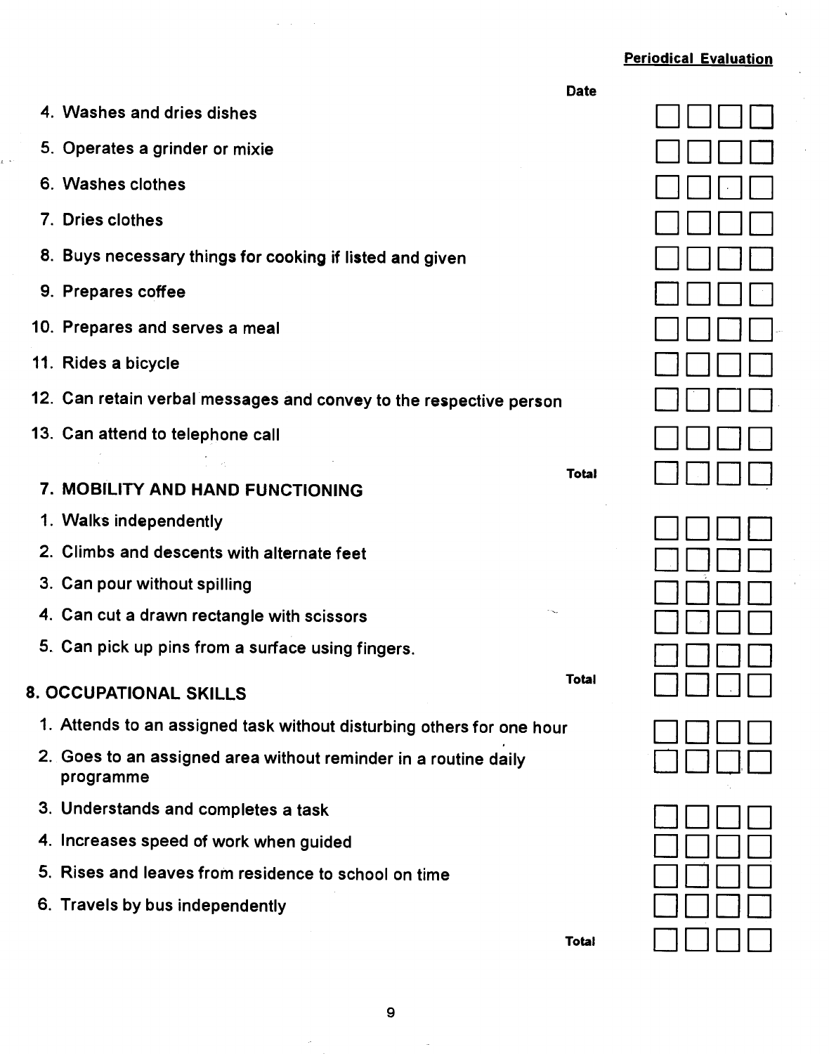**Periodical Evaluation**

| | Date | | | | |
|---|---|---|---|---|---|
| 4. Washes and dries dishes | | ☐ | ☐ | ☐ | ☐ |
| 5. Operates a grinder or mixie | | ☐ | ☐ | ☐ | ☐ |
| 6. Washes clothes | | ☐ | ☐ | ☐ | ☐ |
| 7. Dries clothes | | ☐ | ☐ | ☐ | ☐ |
| 8. Buys necessary things for cooking if listed and given | | ☐ | ☐ | ☐ | ☐ |
| 9. Prepares coffee | | ☐ | ☐ | ☐ | ☐ |
| 10. Prepares and serves a meal | | ☐ | ☐ | ☐ | ☐ |
| 11. Rides a bicycle | | ☐ | ☐ | ☐ | ☐ |
| 12. Can retain verbal messages and convey to the respective person | | ☐ | ☐ | ☐ | ☐ |
| 13. Can attend to telephone call | | ☐ | ☐ | ☐ | ☐ |
| | Total | ☐ | ☐ | ☐ | ☐ |

## 7. MOBILITY AND HAND FUNCTIONING

| | | | | | |
|---|---|---|---|---|---|
| 1. Walks independently | | ☐ | ☐ | ☐ | ☐ |
| 2. Climbs and descents with alternate feet | | ☐ | ☐ | ☐ | ☐ |
| 3. Can pour without spilling | | ☐ | ☐ | ☐ | ☐ |
| 4. Can cut a drawn rectangle with scissors | | ☐ | ☐ | ☐ | ☐ |
| 5. Can pick up pins from a surface using fingers. | | ☐ | ☐ | ☐ | ☐ |
| | Total | ☐ | ☐ | ☐ | ☐ |

## 8. OCCUPATIONAL SKILLS

| | | | | | |
|---|---|---|---|---|---|
| 1. Attends to an assigned task without disturbing others for one hour | | ☐ | ☐ | ☐ | ☐ |
| 2. Goes to an assigned area without reminder in a routine daily programme | | ☐ | ☐ | ☐ | ☐ |
| 3. Understands and completes a task | | ☐ | ☐ | ☐ | ☐ |
| 4. Increases speed of work when guided | | ☐ | ☐ | ☐ | ☐ |
| 5. Rises and leaves from residence to school on time | | ☐ | ☐ | ☐ | ☐ |
| 6. Travels by bus independently | | ☐ | ☐ | ☐ | ☐ |
| | Total | ☐ | ☐ | ☐ | ☐ |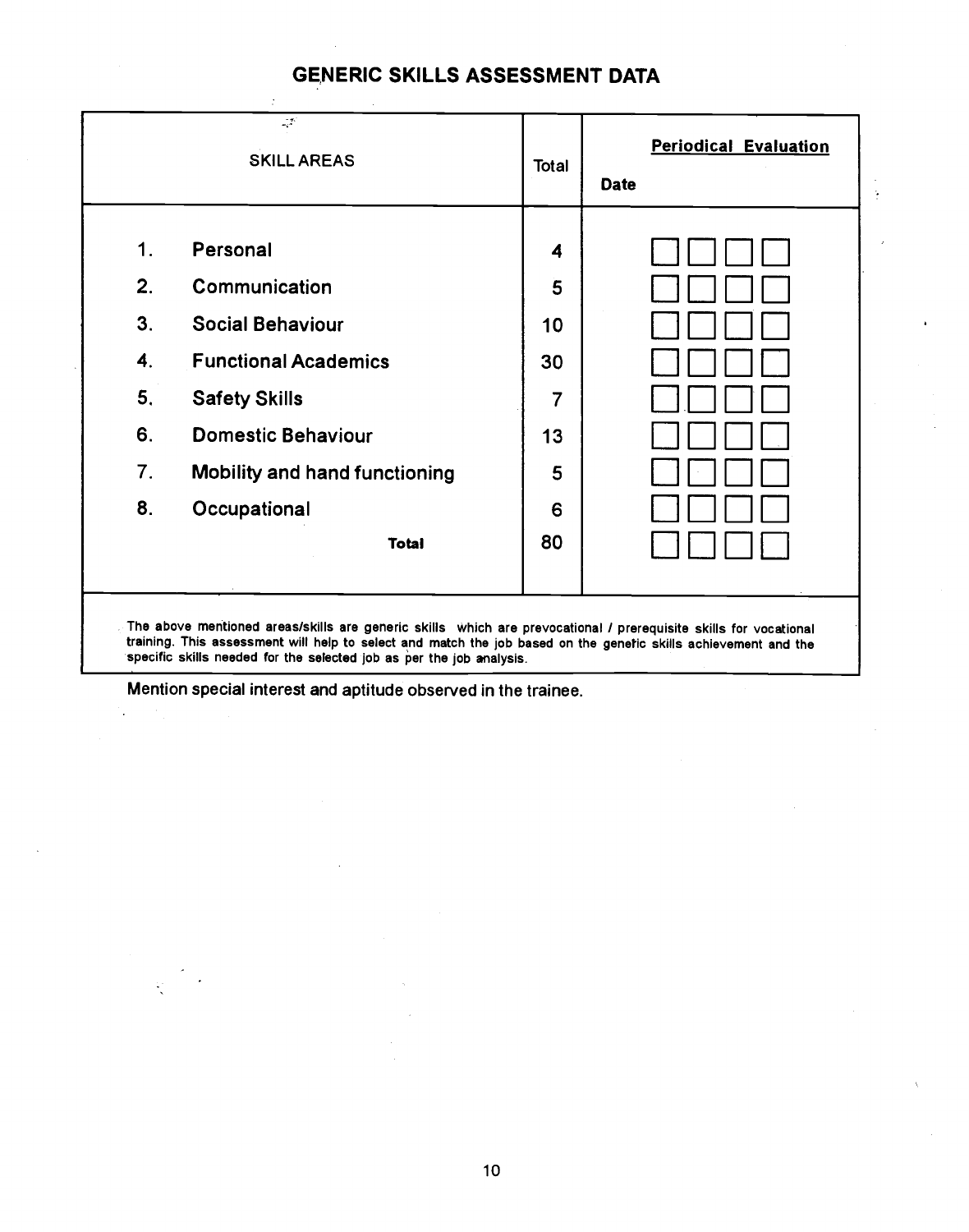## GENERIC SKILLS ASSESSMENT DATA

| | SKILL AREAS | Total | Periodical Evaluation Date | | | |
|---|---|---|---|---|---|---|
| 1. | Personal | 4 | | | | |
| 2. | Communication | 5 | | | | |
| 3. | Social Behaviour | 10 | | | | |
| 4. | Functional Academics | 30 | | | | |
| 5. | Safety Skills | 7 | | | | |
| 6. | Domestic Behaviour | 13 | | | | |
| 7. | Mobility and hand functioning | 5 | | | | |
| 8. | Occupational | 6 | | | | |
| | **Total** | 80 | | | | |

The above mentioned areas/skills are generic skills which are prevocational / prerequisite skills for vocational training. This assessment will help to select and match the job based on the genetic skills achievement and the specific skills needed for the selected job as per the job analysis.

Mention special interest and aptitude observed in the trainee.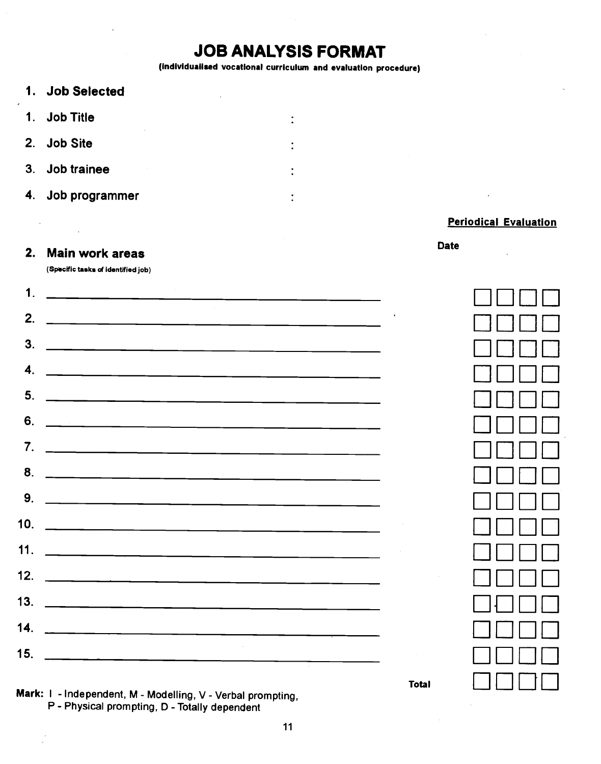# JOB ANALYSIS FORMAT

**(Individualised vocational curriculum and evaluation procedure)**

## 1. Job Selected

1. **Job Title** :
2. **Job Site** :
3. **Job trainee** :
4. **Job programmer** :

**Periodical Evaluation**

## 2. Main work areas

**(Specific tasks of identified job)**

| Main work areas | Date | | | |
|---|---|---|---|---|
| 1. ____________________ | ☐ | ☐ | ☐ | ☐ |
| 2. ____________________ | ☐ | ☐ | ☐ | ☐ |
| 3. ____________________ | ☐ | ☐ | ☐ | ☐ |
| 4. ____________________ | ☐ | ☐ | ☐ | ☐ |
| 5. ____________________ | ☐ | ☐ | ☐ | ☐ |
| 6. ____________________ | ☐ | ☐ | ☐ | ☐ |
| 7. ____________________ | ☐ | ☐ | ☐ | ☐ |
| 8. ____________________ | ☐ | ☐ | ☐ | ☐ |
| 9. ____________________ | ☐ | ☐ | ☐ | ☐ |
| 10. ____________________ | ☐ | ☐ | ☐ | ☐ |
| 11. ____________________ | ☐ | ☐ | ☐ | ☐ |
| 12. ____________________ | ☐ | ☐ | ☐ | ☐ |
| 13. ____________________ | ☐ | ☐ | ☐ | ☐ |
| 14. ____________________ | ☐ | ☐ | ☐ | ☐ |
| 15. ____________________ | ☐ | ☐ | ☐ | ☐ |
| **Total** | ☐ | ☐ | ☐ | ☐ |

**Mark:** I - Independent, M - Modelling, V - Verbal prompting,
P - Physical prompting, D - Totally dependent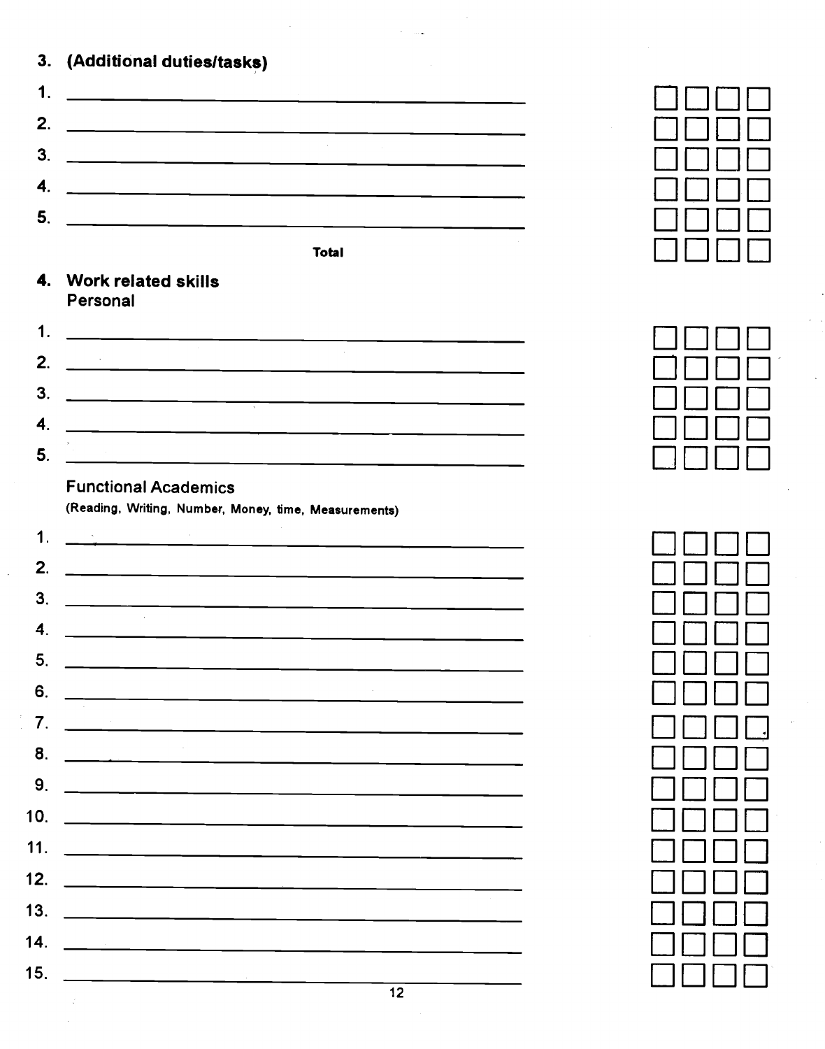### 3. (Additional duties/tasks)

| | | ☐ | ☐ | ☐ | ☐ |
|---|---|---|---|---|---|
| 1. | ________________ | ☐ | ☐ | ☐ | ☐ |
| 2. | ________________ | ☐ | ☐ | ☐ | ☐ |
| 3. | ________________ | ☐ | ☐ | ☐ | ☐ |
| 4. | ________________ | ☐ | ☐ | ☐ | ☐ |
| 5. | ________________ | ☐ | ☐ | ☐ | ☐ |
| | **Total** | ☐ | ☐ | ☐ | ☐ |

### 4. Work related skills

Personal

| | | | | | |
|---|---|---|---|---|---|
| 1. | ________________ | ☐ | ☐ | ☐ | ☐ |
| 2. | ________________ | ☐ | ☐ | ☐ | ☐ |
| 3. | ________________ | ☐ | ☐ | ☐ | ☐ |
| 4. | ________________ | ☐ | ☐ | ☐ | ☐ |
| 5. | ________________ | ☐ | ☐ | ☐ | ☐ |

Functional Academics

**(Reading, Writing, Number, Money, time, Measurements)**

| | | | | | |
|---|---|---|---|---|---|
| 1. | ________________ | ☐ | ☐ | ☐ | ☐ |
| 2. | ________________ | ☐ | ☐ | ☐ | ☐ |
| 3. | ________________ | ☐ | ☐ | ☐ | ☐ |
| 4. | ________________ | ☐ | ☐ | ☐ | ☐ |
| 5. | ________________ | ☐ | ☐ | ☐ | ☐ |
| 6. | ________________ | ☐ | ☐ | ☐ | ☐ |
| 7. | ________________ | ☐ | ☐ | ☐ | ☐ |
| 8. | ________________ | ☐ | ☐ | ☐ | ☐ |
| 9. | ________________ | ☐ | ☐ | ☐ | ☐ |
| 10. | ________________ | ☐ | ☐ | ☐ | ☐ |
| 11. | ________________ | ☐ | ☐ | ☐ | ☐ |
| 12. | ________________ | ☐ | ☐ | ☐ | ☐ |
| 13. | ________________ | ☐ | ☐ | ☐ | ☐ |
| 14. | ________________ | ☐ | ☐ | ☐ | ☐ |
| 15. | ________________ | ☐ | ☐ | ☐ | ☐ |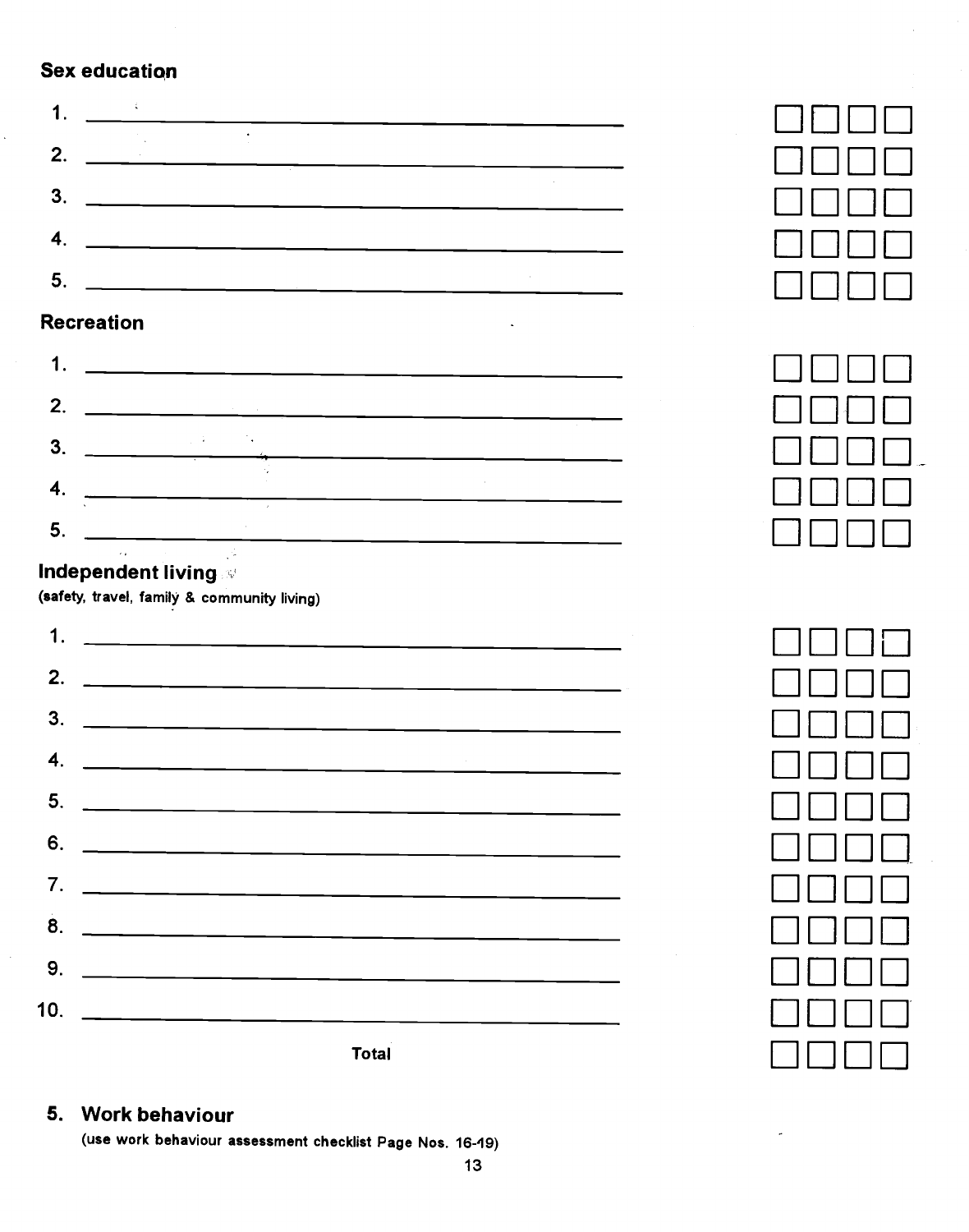**Sex education**

1. ______________________________ ☐ ☐ ☐ ☐
2. ______________________________ ☐ ☐ ☐ ☐
3. ______________________________ ☐ ☐ ☐ ☐
4. ______________________________ ☐ ☐ ☐ ☐
5. ______________________________ ☐ ☐ ☐ ☐

**Recreation**

1. ______________________________ ☐ ☐ ☐ ☐
2. ______________________________ ☐ ☐ ☐ ☐
3. ______________________________ ☐ ☐ ☐ ☐
4. ______________________________ ☐ ☐ ☐ ☐
5. ______________________________ ☐ ☐ ☐ ☐

**Independent living**
(safety, travel, family & community living)

1. ______________________________ ☐ ☐ ☐ ☐
2. ______________________________ ☐ ☐ ☐ ☐
3. ______________________________ ☐ ☐ ☐ ☐
4. ______________________________ ☐ ☐ ☐ ☐
5. ______________________________ ☐ ☐ ☐ ☐
6. ______________________________ ☐ ☐ ☐ ☐
7. ______________________________ ☐ ☐ ☐ ☐
8. ______________________________ ☐ ☐ ☐ ☐
9. ______________________________ ☐ ☐ ☐ ☐
10. ______________________________ ☐ ☐ ☐ ☐

**Total** ☐ ☐ ☐ ☐

## 5. Work behaviour

(use work behaviour assessment checklist Page Nos. 16-19)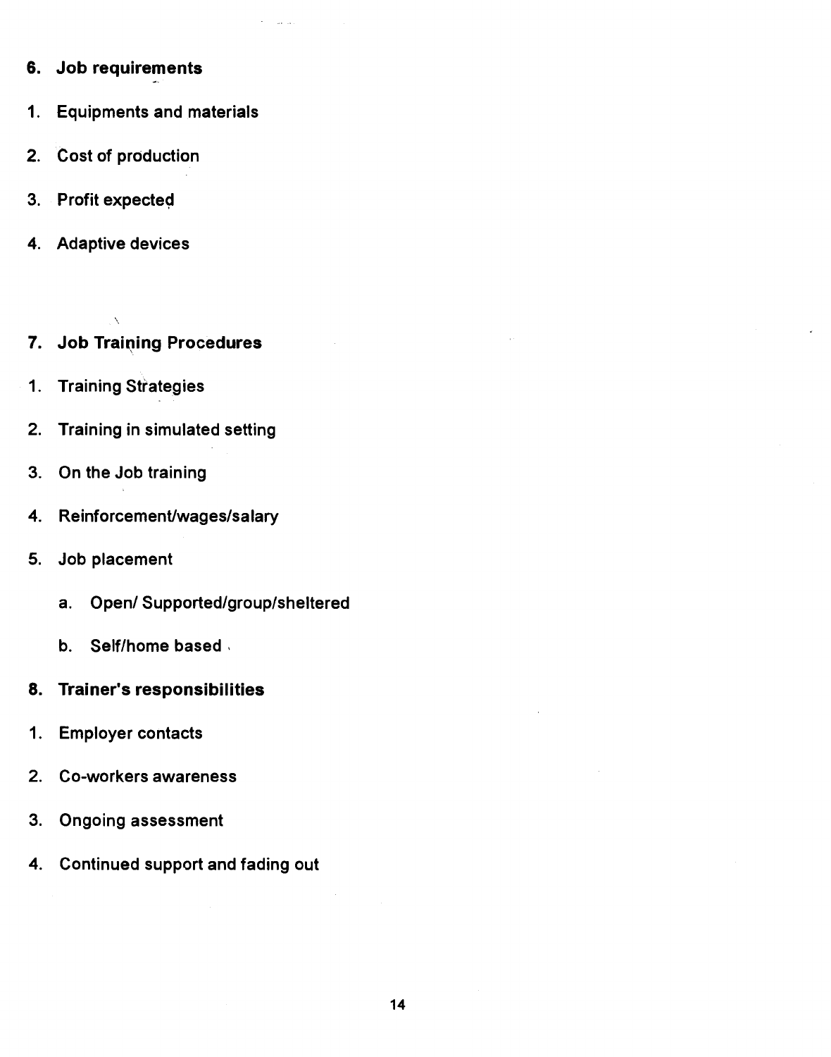**6. Job requirements**

1. Equipments and materials
2. Cost of production
3. Profit expected
4. Adaptive devices

**7. Job Training Procedures**

1. Training Strategies
2. Training in simulated setting
3. On the Job training
4. Reinforcement/wages/salary
5. Job placement
    a. Open/ Supported/group/sheltered
    b. Self/home based

**8. Trainer's responsibilities**

1. Employer contacts
2. Co-workers awareness
3. Ongoing assessment
4. Continued support and fading out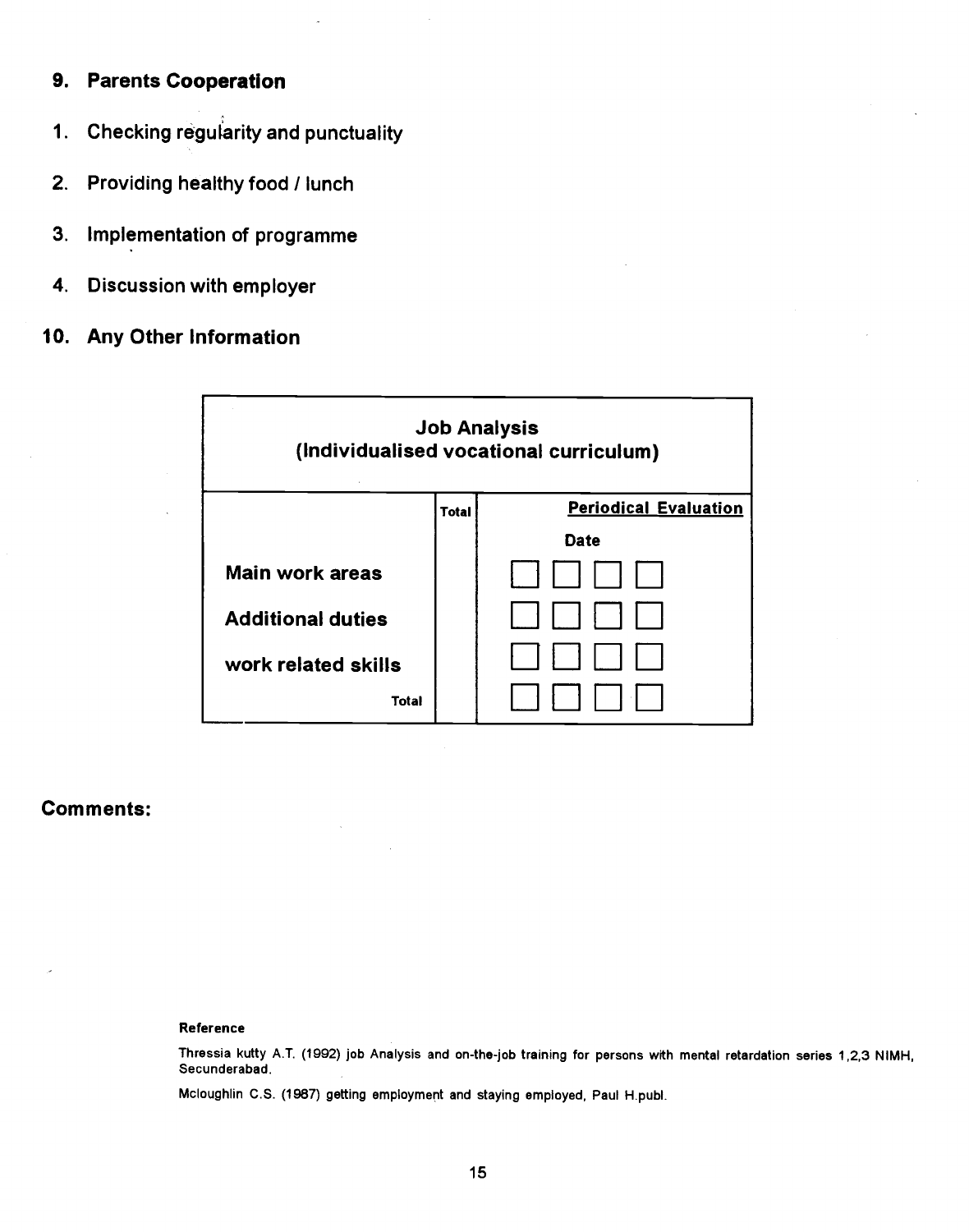## 9. Parents Cooperation

1. Checking regularity and punctuality
2. Providing healthy food / lunch
3. Implementation of programme
4. Discussion with employer

## 10. Any Other Information

| Job Analysis (Individualised vocational curriculum) | | | | | |
|---|---|---|---|---|---|
| | Total | Periodical Evaluation | | | |
| | | Date | | | |
| Main work areas | | ☐ | ☐ | ☐ | ☐ |
| Additional duties | | ☐ | ☐ | ☐ | ☐ |
| work related skills | | ☐ | ☐ | ☐ | ☐ |
| Total | | ☐ | ☐ | ☐ | ☐ |

**Comments:**

**Reference**

Thressia kutty A.T. (1992) job Analysis and on-the-job training for persons with mental retardation series 1,2,3 NIMH, Secunderabad.

Mcloughlin C.S. (1987) getting employment and staying employed, Paul H.publ.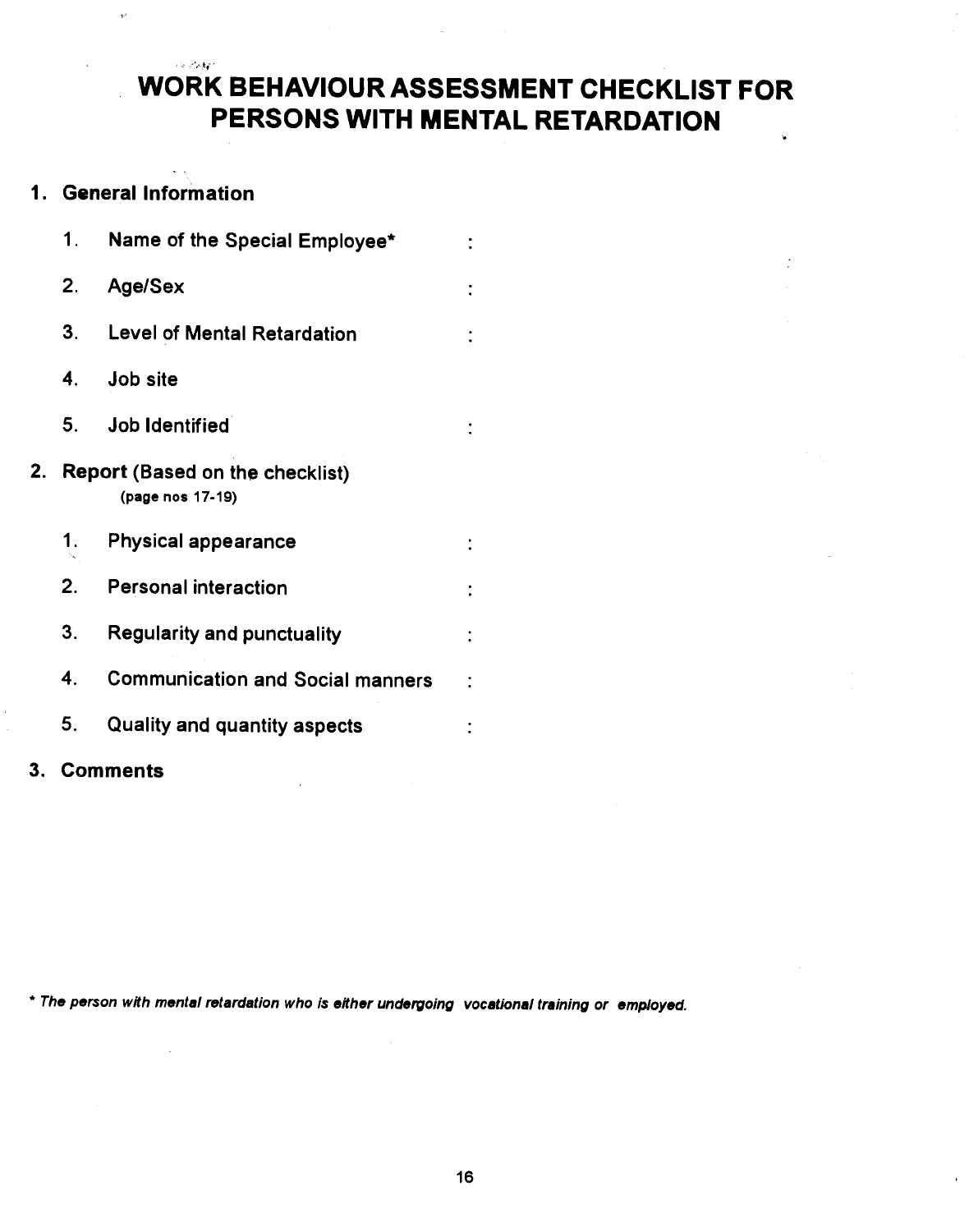# WORK BEHAVIOUR ASSESSMENT CHECKLIST FOR PERSONS WITH MENTAL RETARDATION

## 1. General Information

1. Name of the Special Employee* :
2. Age/Sex :
3. Level of Mental Retardation :
4. Job site
5. Job Identified :

## 2. Report (Based on the checklist)

(page nos 17-19)

1. Physical appearance :
2. Personal interaction :
3. Regularity and punctuality :
4. Communication and Social manners :
5. Quality and quantity aspects :

## 3. Comments

*\* The person with mental retardation who is either undergoing vocational training or employed.*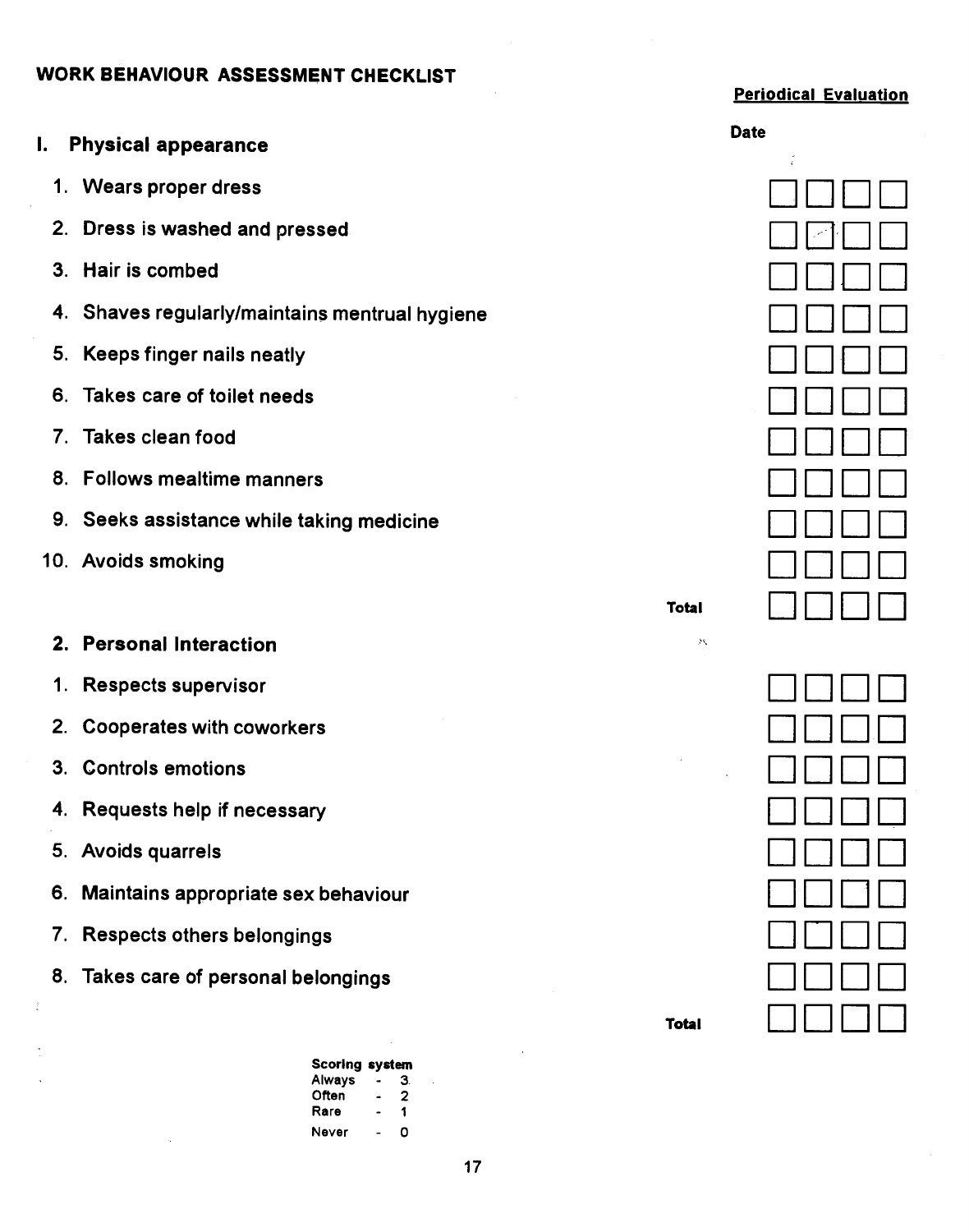## WORK BEHAVIOUR ASSESSMENT CHECKLIST

**Periodical Evaluation**

| **I. Physical appearance** | Date | | | |
|---|---|---|---|---|
| 1. Wears proper dress | | | | |
| 2. Dress is washed and pressed | | | | |
| 3. Hair is combed | | | | |
| 4. Shaves regularly/maintains mentrual hygiene | | | | |
| 5. Keeps finger nails neatly | | | | |
| 6. Takes care of toilet needs | | | | |
| 7. Takes clean food | | | | |
| 8. Follows mealtime manners | | | | |
| 9. Seeks assistance while taking medicine | | | | |
| 10. Avoids smoking | | | | |
| **Total** | | | | |

| **2. Personal Interaction** | | | | |
|---|---|---|---|---|
| 1. Respects supervisor | | | | |
| 2. Cooperates with coworkers | | | | |
| 3. Controls emotions | | | | |
| 4. Requests help if necessary | | | | |
| 5. Avoids quarrels | | | | |
| 6. Maintains appropriate sex behaviour | | | | |
| 7. Respects others belongings | | | | |
| 8. Takes care of personal belongings | | | | |
| **Total** | | | | |

**Scoring system**

Always - 3
Often - 2
Rare - 1
Never - 0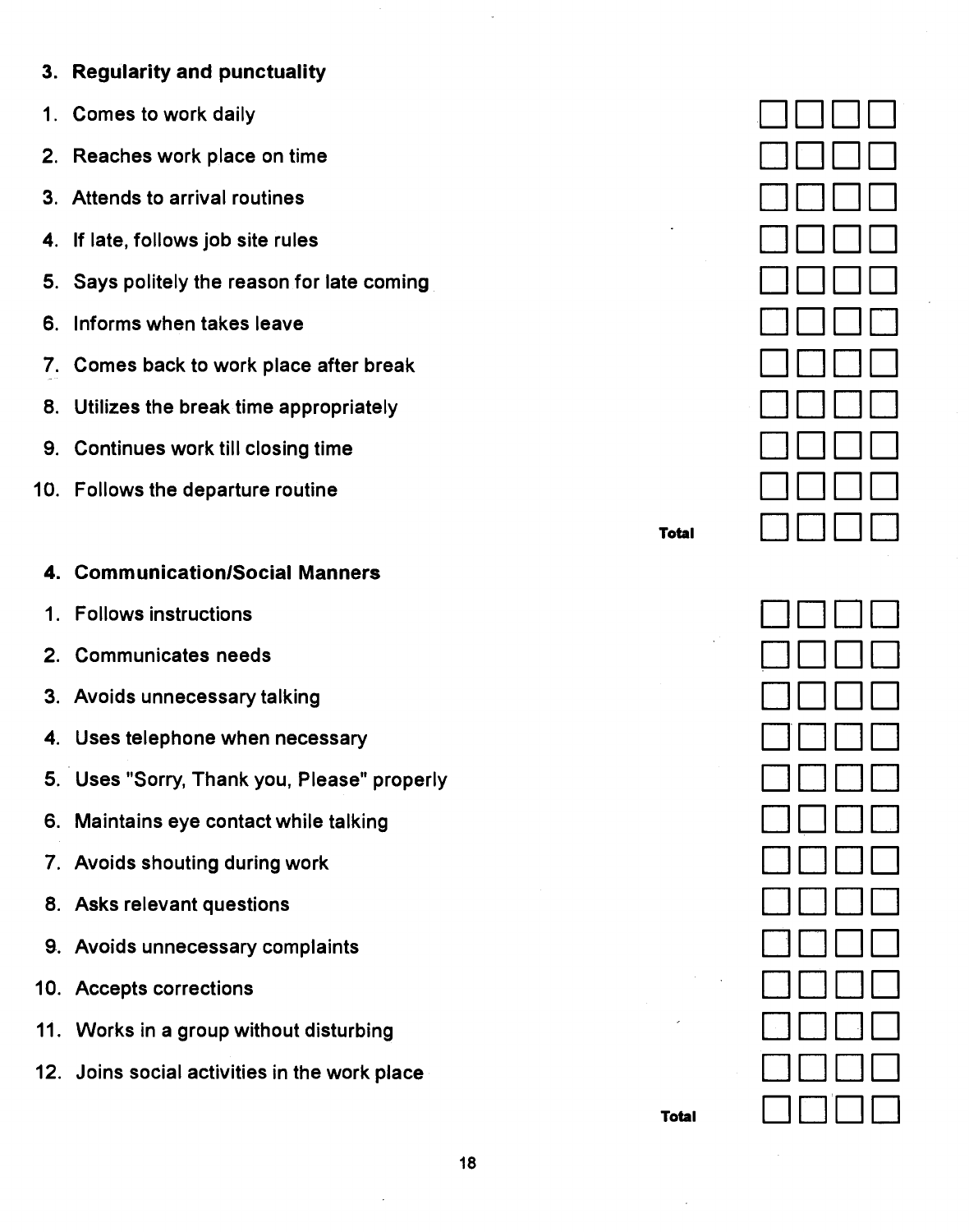### 3. Regularity and punctuality

| Item | | | | |
|---|---|---|---|---|
| 1. Comes to work daily | ☐ | ☐ | ☐ | ☐ |
| 2. Reaches work place on time | ☐ | ☐ | ☐ | ☐ |
| 3. Attends to arrival routines | ☐ | ☐ | ☐ | ☐ |
| 4. If late, follows job site rules | ☐ | ☐ | ☐ | ☐ |
| 5. Says politely the reason for late coming | ☐ | ☐ | ☐ | ☐ |
| 6. Informs when takes leave | ☐ | ☐ | ☐ | ☐ |
| 7. Comes back to work place after break | ☐ | ☐ | ☐ | ☐ |
| 8. Utilizes the break time appropriately | ☐ | ☐ | ☐ | ☐ |
| 9. Continues work till closing time | ☐ | ☐ | ☐ | ☐ |
| 10. Follows the departure routine | ☐ | ☐ | ☐ | ☐ |
| **Total** | ☐ | ☐ | ☐ | ☐ |

### 4. Communication/Social Manners

| Item | | | | |
|---|---|---|---|---|
| 1. Follows instructions | ☐ | ☐ | ☐ | ☐ |
| 2. Communicates needs | ☐ | ☐ | ☐ | ☐ |
| 3. Avoids unnecessary talking | ☐ | ☐ | ☐ | ☐ |
| 4. Uses telephone when necessary | ☐ | ☐ | ☐ | ☐ |
| 5. Uses "Sorry, Thank you, Please" properly | ☐ | ☐ | ☐ | ☐ |
| 6. Maintains eye contact while talking | ☐ | ☐ | ☐ | ☐ |
| 7. Avoids shouting during work | ☐ | ☐ | ☐ | ☐ |
| 8. Asks relevant questions | ☐ | ☐ | ☐ | ☐ |
| 9. Avoids unnecessary complaints | ☐ | ☐ | ☐ | ☐ |
| 10. Accepts corrections | ☐ | ☐ | ☐ | ☐ |
| 11. Works in a group without disturbing | ☐ | ☐ | ☐ | ☐ |
| 12. Joins social activities in the work place | ☐ | ☐ | ☐ | ☐ |
| **Total** | ☐ | ☐ | ☐ | ☐ |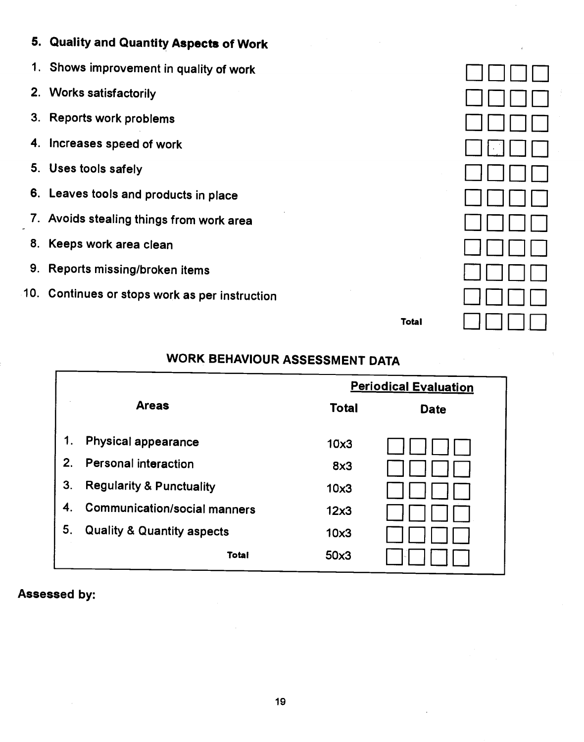### 5. Quality and Quantity Aspects of Work

1. Shows improvement in quality of work
2. Works satisfactorily
3. Reports work problems
4. Increases speed of work
5. Uses tools safely
6. Leaves tools and products in place
7. Avoids stealing things from work area
8. Keeps work area clean
9. Reports missing/broken items
10. Continues or stops work as per instruction

Total

## WORK BEHAVIOUR ASSESSMENT DATA

| | Areas | Total | Periodical Evaluation Date | | | |
|---|---|---|---|---|---|---|
| 1. | Physical appearance | 10x3 | | | | |
| 2. | Personal interaction | 8x3 | | | | |
| 3. | Regularity & Punctuality | 10x3 | | | | |
| 4. | Communication/social manners | 12x3 | | | | |
| 5. | Quality & Quantity aspects | 10x3 | | | | |
| | Total | 50x3 | | | | |

**Assessed by:**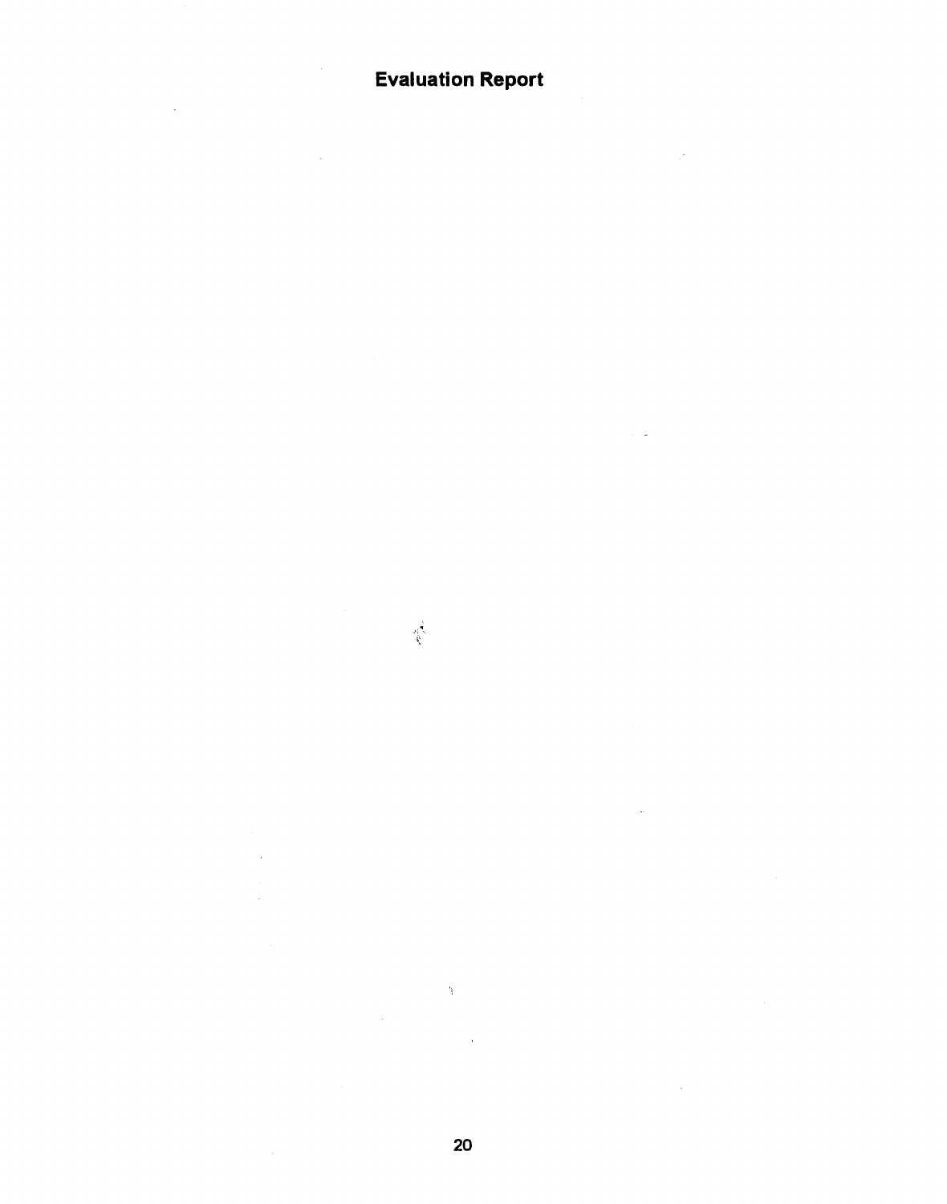# Evaluation Report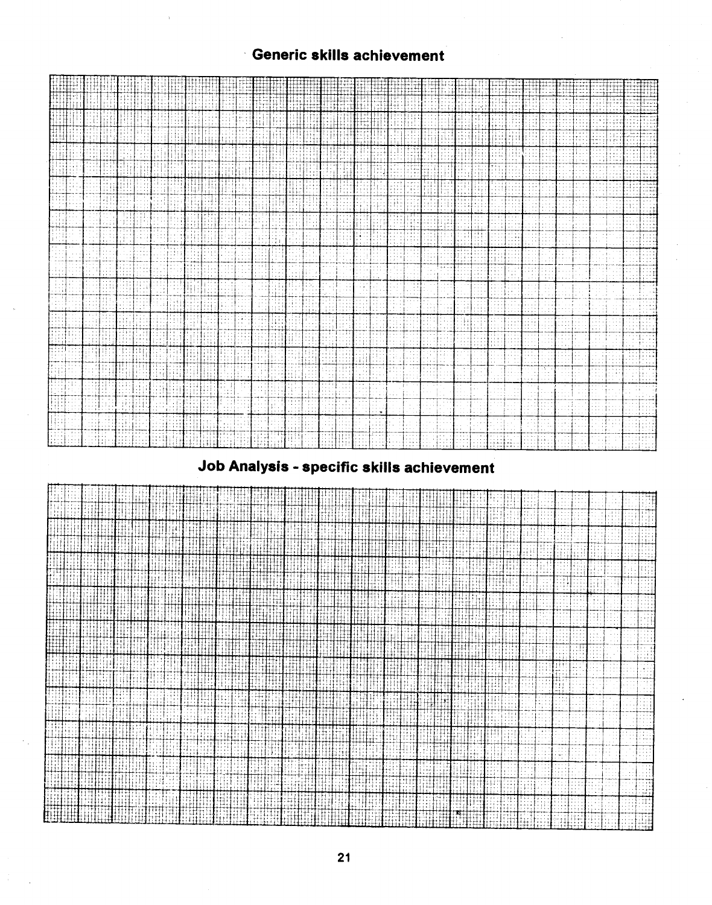## Generic skills achievement

## Job Analysis - specific skills achievement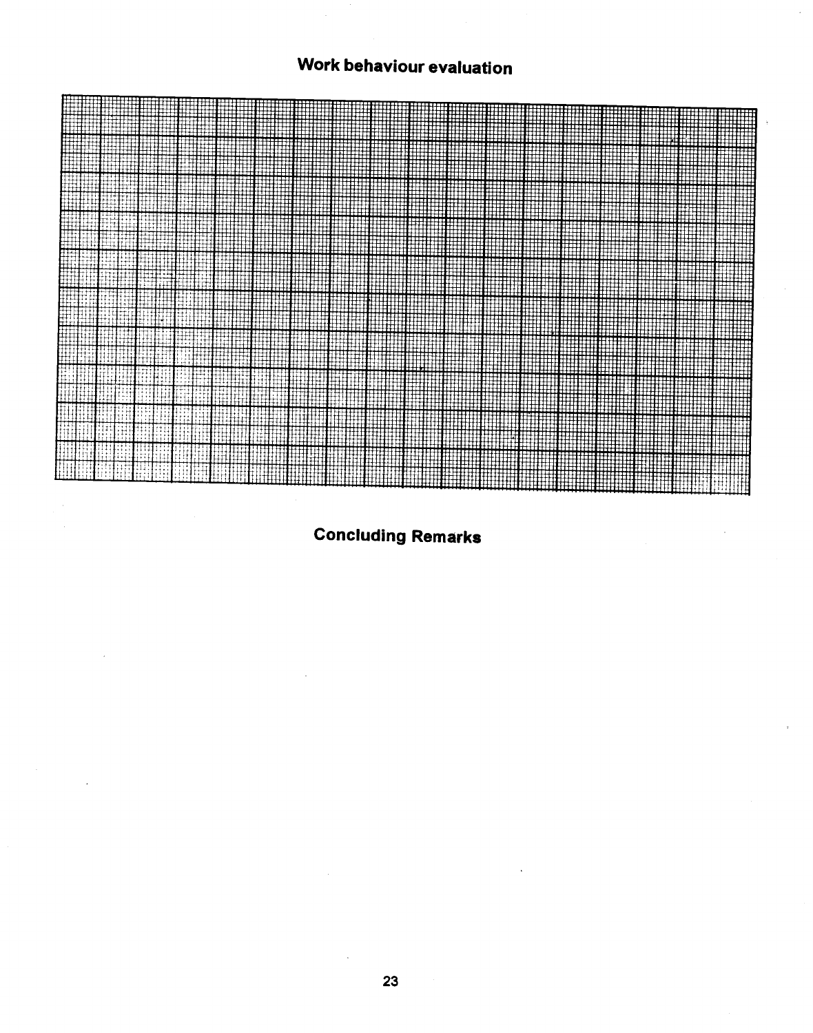## Work behaviour evaluation

## Concluding Remarks